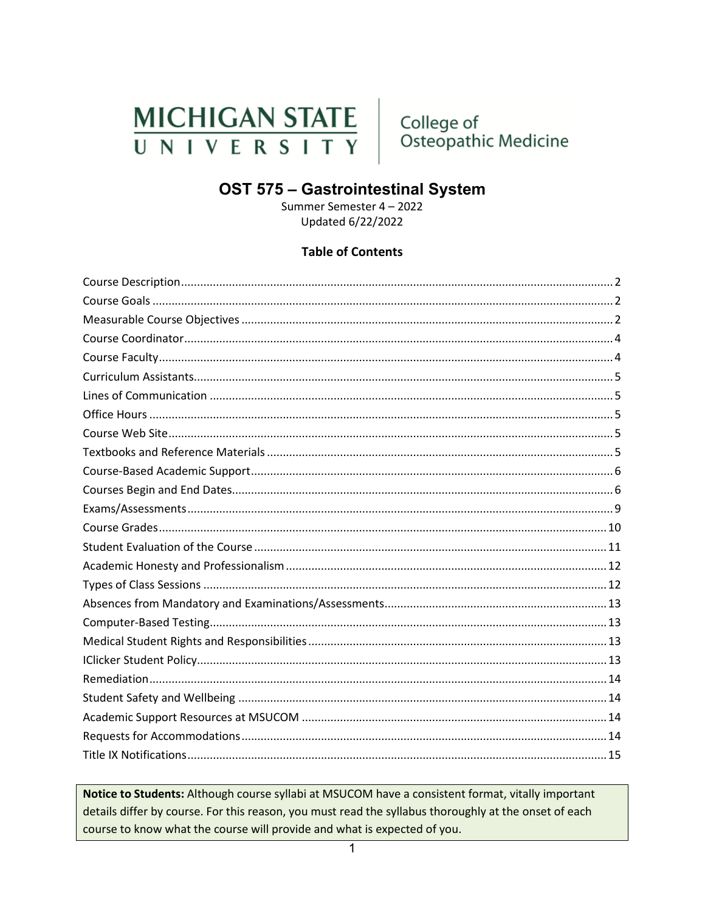MICHIGAN STATE UNIVERSITY | College of Osteopathic Medicine

# OST 575 – Gastrointestinal System

Summer Semester 4 – 2022
Updated 6/22/2022

## Table of Contents

Course Description.......... 2
Course Goals.......... 2
Measurable Course Objectives.......... 2
Course Coordinator.......... 4
Course Faculty.......... 4
Curriculum Assistants.......... 5
Lines of Communication.......... 5
Office Hours.......... 5
Course Web Site.......... 5
Textbooks and Reference Materials.......... 5
Course-Based Academic Support.......... 6
Courses Begin and End Dates.......... 6
Exams/Assessments.......... 9
Course Grades.......... 10
Student Evaluation of the Course.......... 11
Academic Honesty and Professionalism.......... 12
Types of Class Sessions.......... 12
Absences from Mandatory and Examinations/Assessments.......... 13
Computer-Based Testing.......... 13
Medical Student Rights and Responsibilities.......... 13
IClicker Student Policy.......... 13
Remediation.......... 14
Student Safety and Wellbeing.......... 14
Academic Support Resources at MSUCOM.......... 14
Requests for Accommodations.......... 14
Title IX Notifications.......... 15

**Notice to Students:** Although course syllabi at MSUCOM have a consistent format, vitally important details differ by course. For this reason, you must read the syllabus thoroughly at the onset of each course to know what the course will provide and what is expected of you.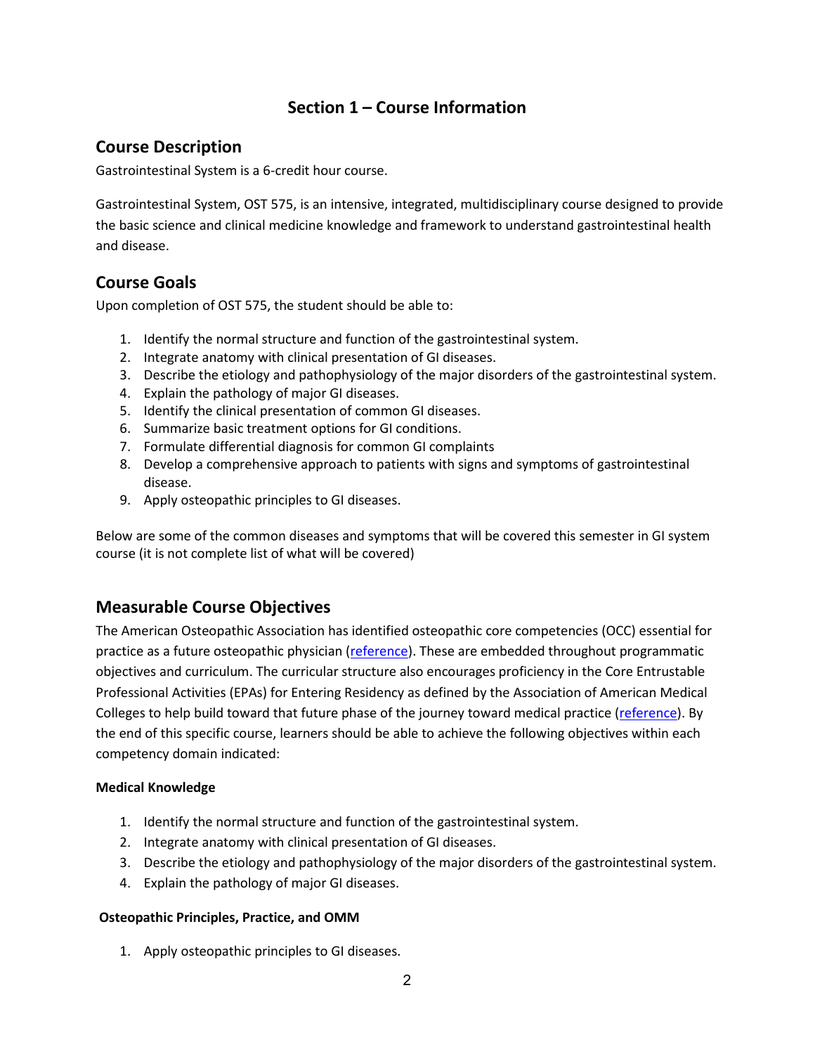## Section 1 – Course Information

### Course Description

Gastrointestinal System is a 6-credit hour course.

Gastrointestinal System, OST 575, is an intensive, integrated, multidisciplinary course designed to provide the basic science and clinical medicine knowledge and framework to understand gastrointestinal health and disease.

### Course Goals

Upon completion of OST 575, the student should be able to:

1. Identify the normal structure and function of the gastrointestinal system.
2. Integrate anatomy with clinical presentation of GI diseases.
3. Describe the etiology and pathophysiology of the major disorders of the gastrointestinal system.
4. Explain the pathology of major GI diseases.
5. Identify the clinical presentation of common GI diseases.
6. Summarize basic treatment options for GI conditions.
7. Formulate differential diagnosis for common GI complaints
8. Develop a comprehensive approach to patients with signs and symptoms of gastrointestinal disease.
9. Apply osteopathic principles to GI diseases.

Below are some of the common diseases and symptoms that will be covered this semester in GI system course (it is not complete list of what will be covered)

### Measurable Course Objectives

The American Osteopathic Association has identified osteopathic core competencies (OCC) essential for practice as a future osteopathic physician (reference). These are embedded throughout programmatic objectives and curriculum. The curricular structure also encourages proficiency in the Core Entrustable Professional Activities (EPAs) for Entering Residency as defined by the Association of American Medical Colleges to help build toward that future phase of the journey toward medical practice (reference). By the end of this specific course, learners should be able to achieve the following objectives within each competency domain indicated:

**Medical Knowledge**

1. Identify the normal structure and function of the gastrointestinal system.
2. Integrate anatomy with clinical presentation of GI diseases.
3. Describe the etiology and pathophysiology of the major disorders of the gastrointestinal system.
4. Explain the pathology of major GI diseases.

**Osteopathic Principles, Practice, and OMM**

1. Apply osteopathic principles to GI diseases.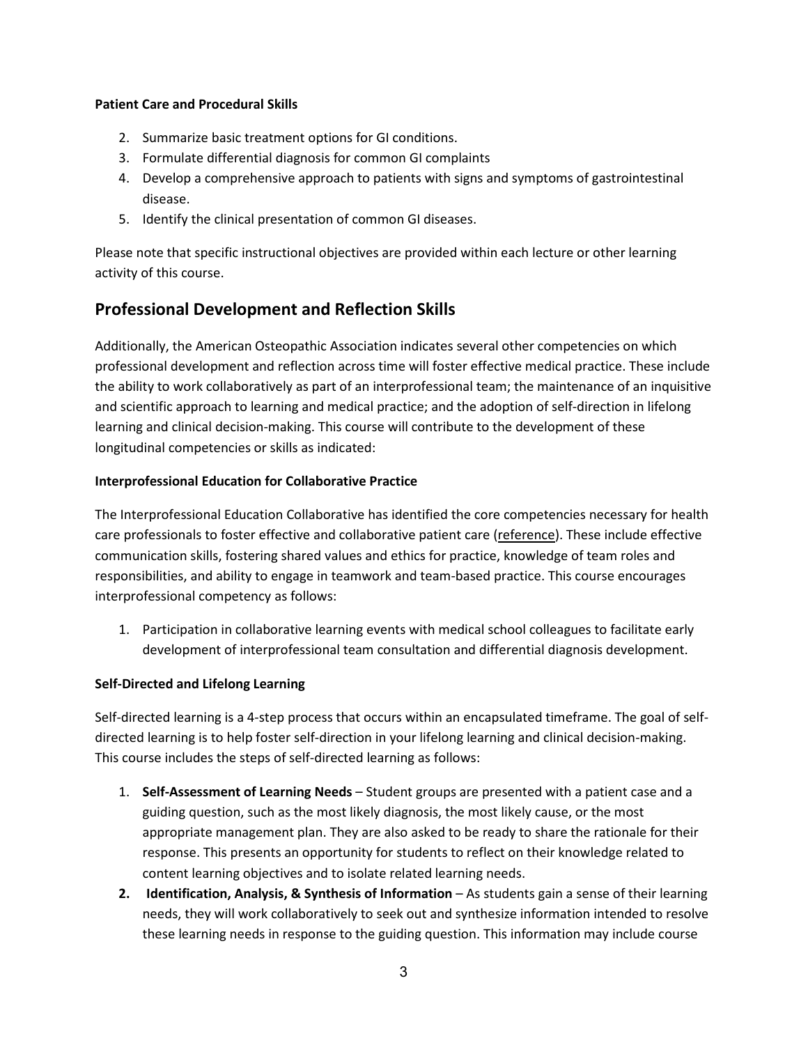**Patient Care and Procedural Skills**

2. Summarize basic treatment options for GI conditions.
3. Formulate differential diagnosis for common GI complaints
4. Develop a comprehensive approach to patients with signs and symptoms of gastrointestinal disease.
5. Identify the clinical presentation of common GI diseases.

Please note that specific instructional objectives are provided within each lecture or other learning activity of this course.

## Professional Development and Reflection Skills

Additionally, the American Osteopathic Association indicates several other competencies on which professional development and reflection across time will foster effective medical practice. These include the ability to work collaboratively as part of an interprofessional team; the maintenance of an inquisitive and scientific approach to learning and medical practice; and the adoption of self-direction in lifelong learning and clinical decision-making. This course will contribute to the development of these longitudinal competencies or skills as indicated:

**Interprofessional Education for Collaborative Practice**

The Interprofessional Education Collaborative has identified the core competencies necessary for health care professionals to foster effective and collaborative patient care (reference). These include effective communication skills, fostering shared values and ethics for practice, knowledge of team roles and responsibilities, and ability to engage in teamwork and team-based practice. This course encourages interprofessional competency as follows:

1. Participation in collaborative learning events with medical school colleagues to facilitate early development of interprofessional team consultation and differential diagnosis development.

**Self-Directed and Lifelong Learning**

Self-directed learning is a 4-step process that occurs within an encapsulated timeframe. The goal of self-directed learning is to help foster self-direction in your lifelong learning and clinical decision-making. This course includes the steps of self-directed learning as follows:

1. **Self-Assessment of Learning Needs** – Student groups are presented with a patient case and a guiding question, such as the most likely diagnosis, the most likely cause, or the most appropriate management plan. They are also asked to be ready to share the rationale for their response. This presents an opportunity for students to reflect on their knowledge related to content learning objectives and to isolate related learning needs.
2. **Identification, Analysis, & Synthesis of Information** – As students gain a sense of their learning needs, they will work collaboratively to seek out and synthesize information intended to resolve these learning needs in response to the guiding question. This information may include course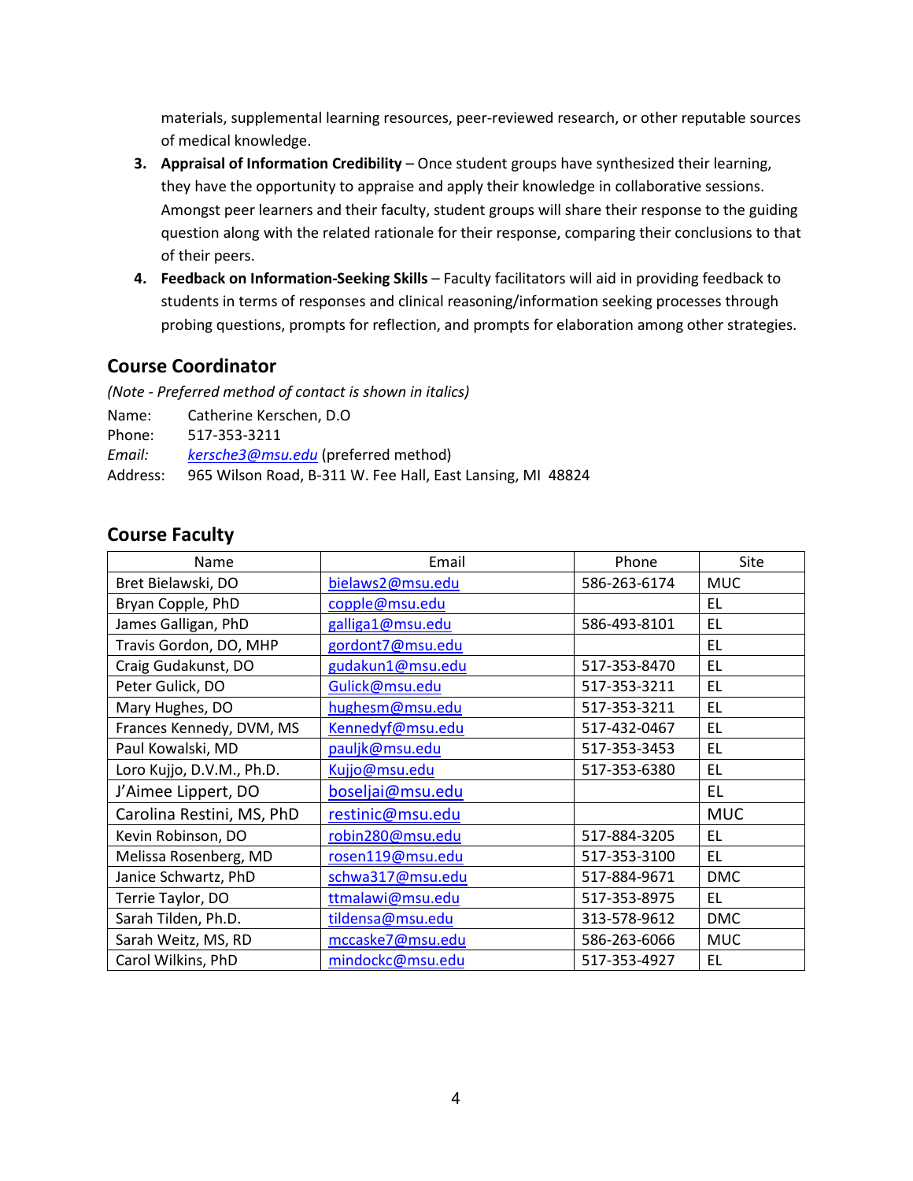materials, supplemental learning resources, peer-reviewed research, or other reputable sources of medical knowledge.

3. **Appraisal of Information Credibility** – Once student groups have synthesized their learning, they have the opportunity to appraise and apply their knowledge in collaborative sessions. Amongst peer learners and their faculty, student groups will share their response to the guiding question along with the related rationale for their response, comparing their conclusions to that of their peers.
4. **Feedback on Information-Seeking Skills** – Faculty facilitators will aid in providing feedback to students in terms of responses and clinical reasoning/information seeking processes through probing questions, prompts for reflection, and prompts for elaboration among other strategies.

## Course Coordinator

*(Note - Preferred method of contact is shown in italics)*

Name: Catherine Kerschen, D.O
Phone: 517-353-3211
*Email:* *kersche3@msu.edu* (preferred method)
Address: 965 Wilson Road, B-311 W. Fee Hall, East Lansing, MI 48824

## Course Faculty

| Name | Email | Phone | Site |
|---|---|---|---|
| Bret Bielawski, DO | bielaws2@msu.edu | 586-263-6174 | MUC |
| Bryan Copple, PhD | copple@msu.edu | | EL |
| James Galligan, PhD | galliga1@msu.edu | 586-493-8101 | EL |
| Travis Gordon, DO, MHP | gordont7@msu.edu | | EL |
| Craig Gudakunst, DO | gudakun1@msu.edu | 517-353-8470 | EL |
| Peter Gulick, DO | Gulick@msu.edu | 517-353-3211 | EL |
| Mary Hughes, DO | hughesm@msu.edu | 517-353-3211 | EL |
| Frances Kennedy, DVM, MS | Kennedyf@msu.edu | 517-432-0467 | EL |
| Paul Kowalski, MD | pauljk@msu.edu | 517-353-3453 | EL |
| Loro Kujjo, D.V.M., Ph.D. | Kujjo@msu.edu | 517-353-6380 | EL |
| J'Aimee Lippert, DO | boseljai@msu.edu | | EL |
| Carolina Restini, MS, PhD | restinic@msu.edu | | MUC |
| Kevin Robinson, DO | robin280@msu.edu | 517-884-3205 | EL |
| Melissa Rosenberg, MD | rosen119@msu.edu | 517-353-3100 | EL |
| Janice Schwartz, PhD | schwa317@msu.edu | 517-884-9671 | DMC |
| Terrie Taylor, DO | ttmalawi@msu.edu | 517-353-8975 | EL |
| Sarah Tilden, Ph.D. | tildensa@msu.edu | 313-578-9612 | DMC |
| Sarah Weitz, MS, RD | mccaske7@msu.edu | 586-263-6066 | MUC |
| Carol Wilkins, PhD | mindockc@msu.edu | 517-353-4927 | EL |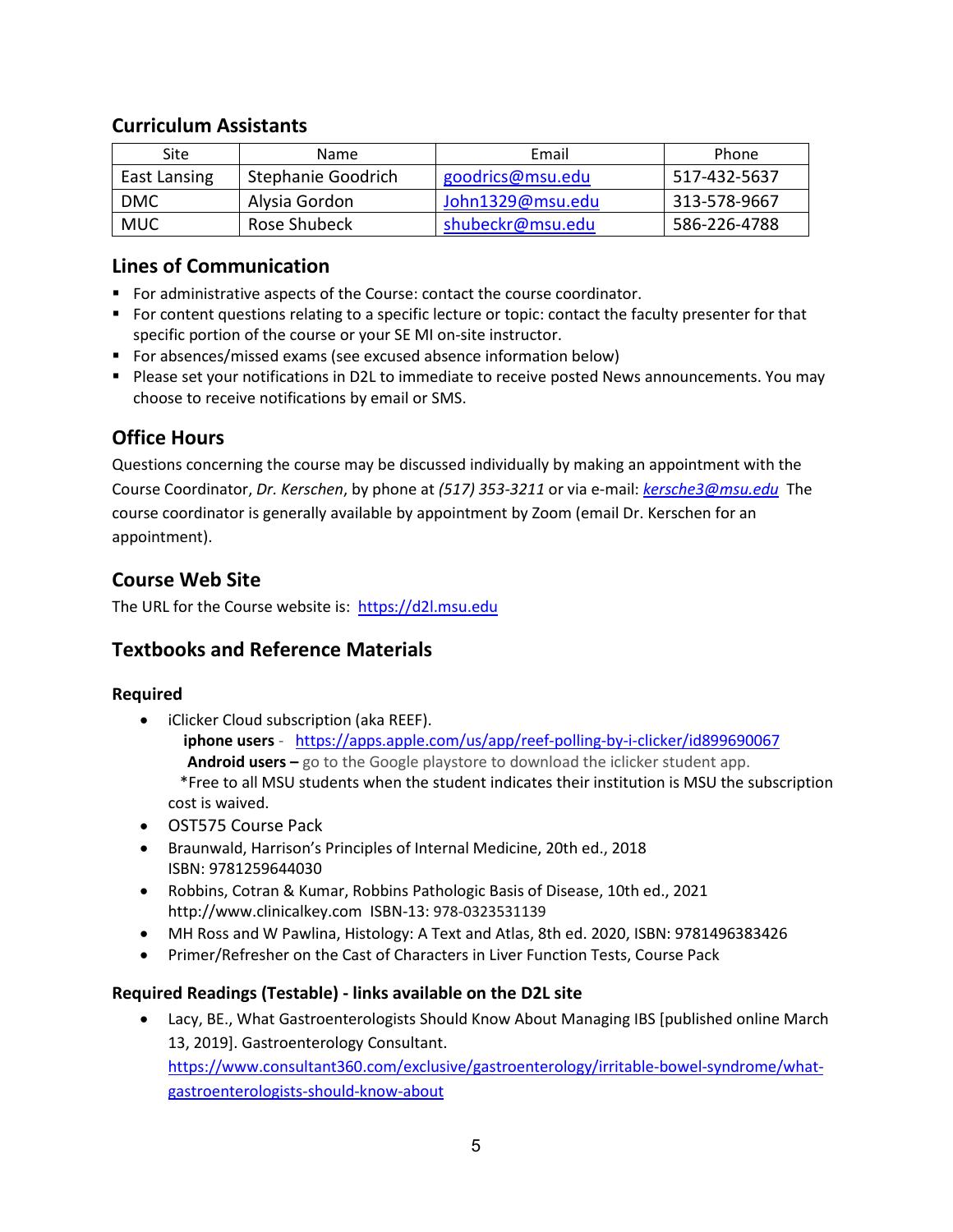## Curriculum Assistants

| Site | Name | Email | Phone |
|---|---|---|---|
| East Lansing | Stephanie Goodrich | goodrics@msu.edu | 517-432-5637 |
| DMC | Alysia Gordon | John1329@msu.edu | 313-578-9667 |
| MUC | Rose Shubeck | shubeckr@msu.edu | 586-226-4788 |

## Lines of Communication

- For administrative aspects of the Course: contact the course coordinator.
- For content questions relating to a specific lecture or topic: contact the faculty presenter for that specific portion of the course or your SE MI on-site instructor.
- For absences/missed exams (see excused absence information below)
- Please set your notifications in D2L to immediate to receive posted News announcements. You may choose to receive notifications by email or SMS.

## Office Hours

Questions concerning the course may be discussed individually by making an appointment with the Course Coordinator, *Dr. Kerschen*, by phone at *(517) 353-3211* or via e-mail: *kersche3@msu.edu* The course coordinator is generally available by appointment by Zoom (email Dr. Kerschen for an appointment).

## Course Web Site

The URL for the Course website is: https://d2l.msu.edu

## Textbooks and Reference Materials

### Required

- iClicker Cloud subscription (aka REEF).
  **iphone users** - https://apps.apple.com/us/app/reef-polling-by-i-clicker/id899690067
  **Android users –** go to the Google playstore to download the iclicker student app.
  *Free to all MSU students when the student indicates their institution is MSU the subscription cost is waived.
- OST575 Course Pack
- Braunwald, Harrison's Principles of Internal Medicine, 20th ed., 2018
  ISBN: 9781259644030
- Robbins, Cotran & Kumar, Robbins Pathologic Basis of Disease, 10th ed., 2021
  http://www.clinicalkey.com ISBN-13: 978-0323531139
- MH Ross and W Pawlina, Histology: A Text and Atlas, 8th ed. 2020, ISBN: 9781496383426
- Primer/Refresher on the Cast of Characters in Liver Function Tests, Course Pack

### Required Readings (Testable) - links available on the D2L site

- Lacy, BE., What Gastroenterologists Should Know About Managing IBS [published online March 13, 2019]. Gastroenterology Consultant.
  https://www.consultant360.com/exclusive/gastroenterology/irritable-bowel-syndrome/what-gastroenterologists-should-know-about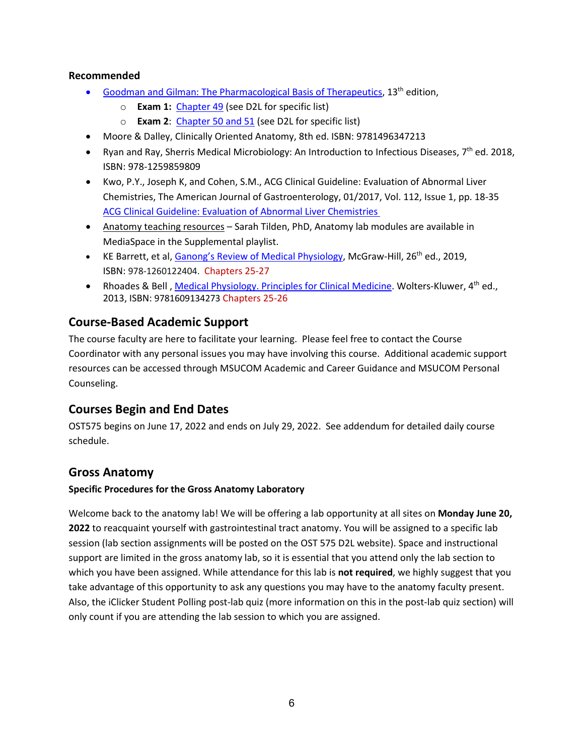**Recommended**

- Goodman and Gilman: The Pharmacological Basis of Therapeutics, 13th edition,
  - **Exam 1:** Chapter 49 (see D2L for specific list)
  - **Exam 2**: Chapter 50 and 51 (see D2L for specific list)
- Moore & Dalley, Clinically Oriented Anatomy, 8th ed. ISBN: 9781496347213
- Ryan and Ray, Sherris Medical Microbiology: An Introduction to Infectious Diseases, 7th ed. 2018, ISBN: 978-1259859809
- Kwo, P.Y., Joseph K, and Cohen, S.M., ACG Clinical Guideline: Evaluation of Abnormal Liver Chemistries, The American Journal of Gastroenterology, 01/2017, Vol. 112, Issue 1, pp. 18-35 ACG Clinical Guideline: Evaluation of Abnormal Liver Chemistries
- Anatomy teaching resources – Sarah Tilden, PhD, Anatomy lab modules are available in MediaSpace in the Supplemental playlist.
- KE Barrett, et al, Ganong's Review of Medical Physiology, McGraw-Hill, 26th ed., 2019, ISBN: 978-1260122404. Chapters 25-27
- Rhoades & Bell , Medical Physiology. Principles for Clinical Medicine. Wolters-Kluwer, 4th ed., 2013, ISBN: 9781609134273 Chapters 25-26

## Course-Based Academic Support

The course faculty are here to facilitate your learning. Please feel free to contact the Course Coordinator with any personal issues you may have involving this course. Additional academic support resources can be accessed through MSUCOM Academic and Career Guidance and MSUCOM Personal Counseling.

## Courses Begin and End Dates

OST575 begins on June 17, 2022 and ends on July 29, 2022. See addendum for detailed daily course schedule.

## Gross Anatomy

**Specific Procedures for the Gross Anatomy Laboratory**

Welcome back to the anatomy lab! We will be offering a lab opportunity at all sites on **Monday June 20, 2022** to reacquaint yourself with gastrointestinal tract anatomy. You will be assigned to a specific lab session (lab section assignments will be posted on the OST 575 D2L website). Space and instructional support are limited in the gross anatomy lab, so it is essential that you attend only the lab section to which you have been assigned. While attendance for this lab is **not required**, we highly suggest that you take advantage of this opportunity to ask any questions you may have to the anatomy faculty present. Also, the iClicker Student Polling post-lab quiz (more information on this in the post-lab quiz section) will only count if you are attending the lab session to which you are assigned.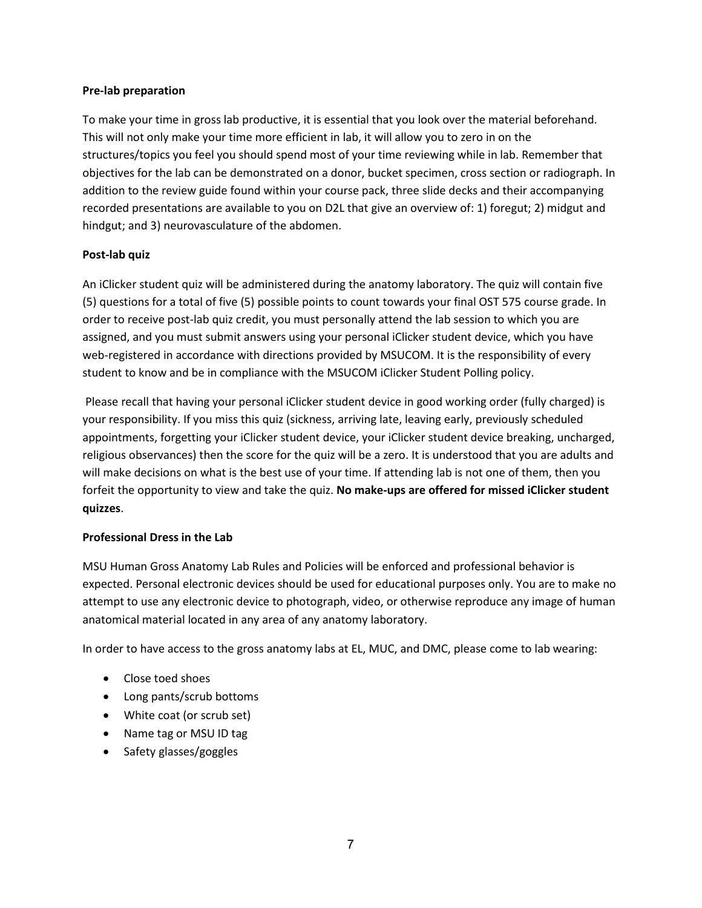**Pre-lab preparation**

To make your time in gross lab productive, it is essential that you look over the material beforehand. This will not only make your time more efficient in lab, it will allow you to zero in on the structures/topics you feel you should spend most of your time reviewing while in lab. Remember that objectives for the lab can be demonstrated on a donor, bucket specimen, cross section or radiograph. In addition to the review guide found within your course pack, three slide decks and their accompanying recorded presentations are available to you on D2L that give an overview of: 1) foregut; 2) midgut and hindgut; and 3) neurovasculature of the abdomen.

**Post-lab quiz**

An iClicker student quiz will be administered during the anatomy laboratory. The quiz will contain five (5) questions for a total of five (5) possible points to count towards your final OST 575 course grade. In order to receive post-lab quiz credit, you must personally attend the lab session to which you are assigned, and you must submit answers using your personal iClicker student device, which you have web-registered in accordance with directions provided by MSUCOM. It is the responsibility of every student to know and be in compliance with the MSUCOM iClicker Student Polling policy.

Please recall that having your personal iClicker student device in good working order (fully charged) is your responsibility. If you miss this quiz (sickness, arriving late, leaving early, previously scheduled appointments, forgetting your iClicker student device, your iClicker student device breaking, uncharged, religious observances) then the score for the quiz will be a zero. It is understood that you are adults and will make decisions on what is the best use of your time. If attending lab is not one of them, then you forfeit the opportunity to view and take the quiz. **No make-ups are offered for missed iClicker student quizzes**.

**Professional Dress in the Lab**

MSU Human Gross Anatomy Lab Rules and Policies will be enforced and professional behavior is expected. Personal electronic devices should be used for educational purposes only. You are to make no attempt to use any electronic device to photograph, video, or otherwise reproduce any image of human anatomical material located in any area of any anatomy laboratory.

In order to have access to the gross anatomy labs at EL, MUC, and DMC, please come to lab wearing:

- Close toed shoes
- Long pants/scrub bottoms
- White coat (or scrub set)
- Name tag or MSU ID tag
- Safety glasses/goggles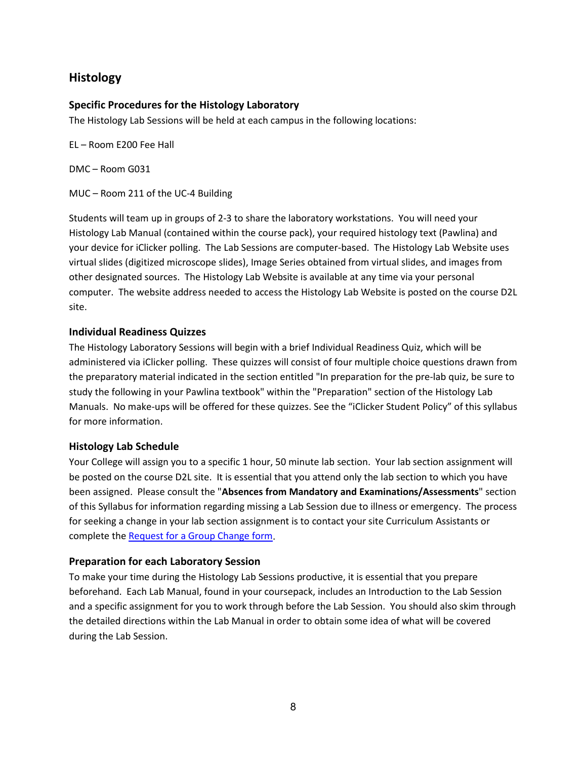## Histology

### Specific Procedures for the Histology Laboratory

The Histology Lab Sessions will be held at each campus in the following locations:

EL – Room E200 Fee Hall

DMC – Room G031

MUC – Room 211 of the UC-4 Building

Students will team up in groups of 2-3 to share the laboratory workstations. You will need your Histology Lab Manual (contained within the course pack), your required histology text (Pawlina) and your device for iClicker polling. The Lab Sessions are computer-based. The Histology Lab Website uses virtual slides (digitized microscope slides), Image Series obtained from virtual slides, and images from other designated sources. The Histology Lab Website is available at any time via your personal computer. The website address needed to access the Histology Lab Website is posted on the course D2L site.

### Individual Readiness Quizzes

The Histology Laboratory Sessions will begin with a brief Individual Readiness Quiz, which will be administered via iClicker polling. These quizzes will consist of four multiple choice questions drawn from the preparatory material indicated in the section entitled "In preparation for the pre-lab quiz, be sure to study the following in your Pawlina textbook" within the "Preparation" section of the Histology Lab Manuals. No make-ups will be offered for these quizzes. See the "iClicker Student Policy" of this syllabus for more information.

### Histology Lab Schedule

Your College will assign you to a specific 1 hour, 50 minute lab section. Your lab section assignment will be posted on the course D2L site. It is essential that you attend only the lab section to which you have been assigned. Please consult the "**Absences from Mandatory and Examinations/Assessments**" section of this Syllabus for information regarding missing a Lab Session due to illness or emergency. The process for seeking a change in your lab section assignment is to contact your site Curriculum Assistants or complete the Request for a Group Change form.

### Preparation for each Laboratory Session

To make your time during the Histology Lab Sessions productive, it is essential that you prepare beforehand. Each Lab Manual, found in your coursepack, includes an Introduction to the Lab Session and a specific assignment for you to work through before the Lab Session. You should also skim through the detailed directions within the Lab Manual in order to obtain some idea of what will be covered during the Lab Session.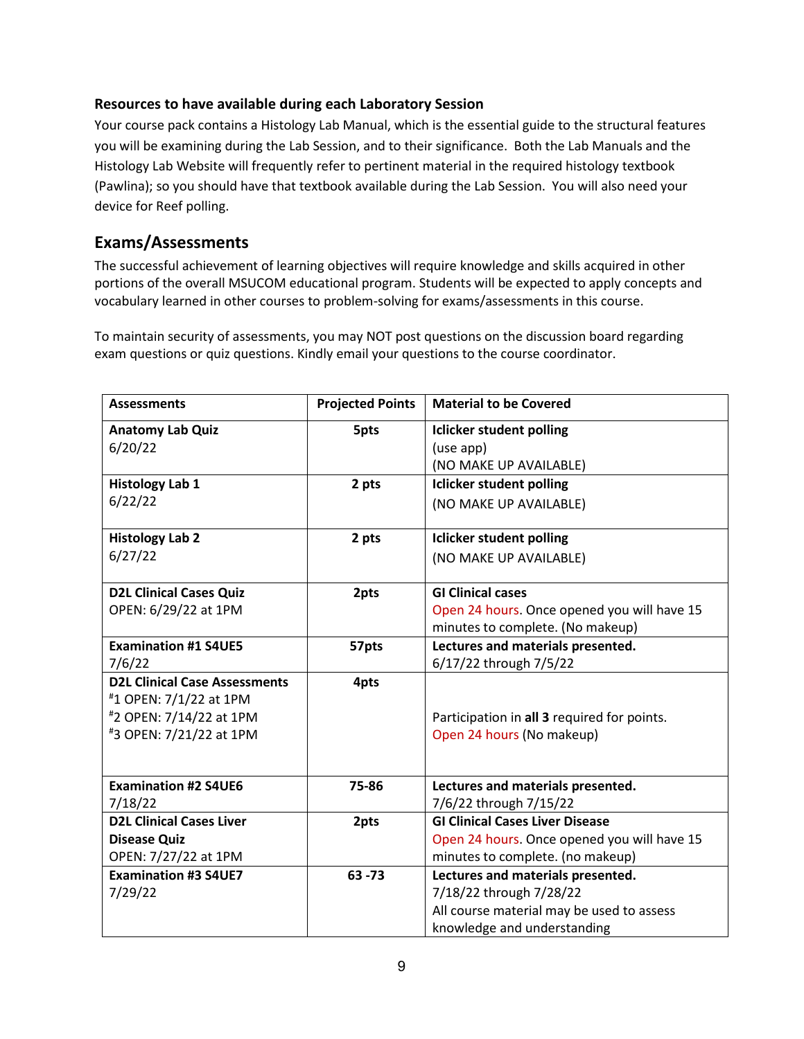### Resources to have available during each Laboratory Session

Your course pack contains a Histology Lab Manual, which is the essential guide to the structural features you will be examining during the Lab Session, and to their significance. Both the Lab Manuals and the Histology Lab Website will frequently refer to pertinent material in the required histology textbook (Pawlina); so you should have that textbook available during the Lab Session. You will also need your device for Reef polling.

## Exams/Assessments

The successful achievement of learning objectives will require knowledge and skills acquired in other portions of the overall MSUCOM educational program. Students will be expected to apply concepts and vocabulary learned in other courses to problem-solving for exams/assessments in this course.

To maintain security of assessments, you may NOT post questions on the discussion board regarding exam questions or quiz questions. Kindly email your questions to the course coordinator.

| Assessments | Projected Points | Material to be Covered |
|---|---|---|
| **Anatomy Lab Quiz**<br>6/20/22 | **5pts** | **Iclicker student polling**<br>(use app)<br>(NO MAKE UP AVAILABLE) |
| **Histology Lab 1**<br>6/22/22 | **2 pts** | **Iclicker student polling**<br>(NO MAKE UP AVAILABLE) |
| **Histology Lab 2**<br>6/27/22 | **2 pts** | **Iclicker student polling**<br>(NO MAKE UP AVAILABLE) |
| **D2L Clinical Cases Quiz**<br>OPEN: 6/29/22 at 1PM | **2pts** | **GI Clinical cases**<br>Open 24 hours. Once opened you will have 15 minutes to complete. (No makeup) |
| **Examination #1 S4UE5**<br>7/6/22 | **57pts** | **Lectures and materials presented.**<br>6/17/22 through 7/5/22 |
| **D2L Clinical Case Assessments**<br>#1 OPEN: 7/1/22 at 1PM<br>#2 OPEN: 7/14/22 at 1PM<br>#3 OPEN: 7/21/22 at 1PM | **4pts** | Participation in **all 3** required for points.<br>Open 24 hours (No makeup) |
| **Examination #2 S4UE6**<br>7/18/22 | **75-86** | **Lectures and materials presented.**<br>7/6/22 through 7/15/22 |
| **D2L Clinical Cases Liver Disease Quiz**<br>OPEN: 7/27/22 at 1PM | **2pts** | **GI Clinical Cases Liver Disease**<br>Open 24 hours. Once opened you will have 15 minutes to complete. (no makeup) |
| **Examination #3 S4UE7**<br>7/29/22 | **63 -73** | **Lectures and materials presented.**<br>7/18/22 through 7/28/22<br>All course material may be used to assess knowledge and understanding |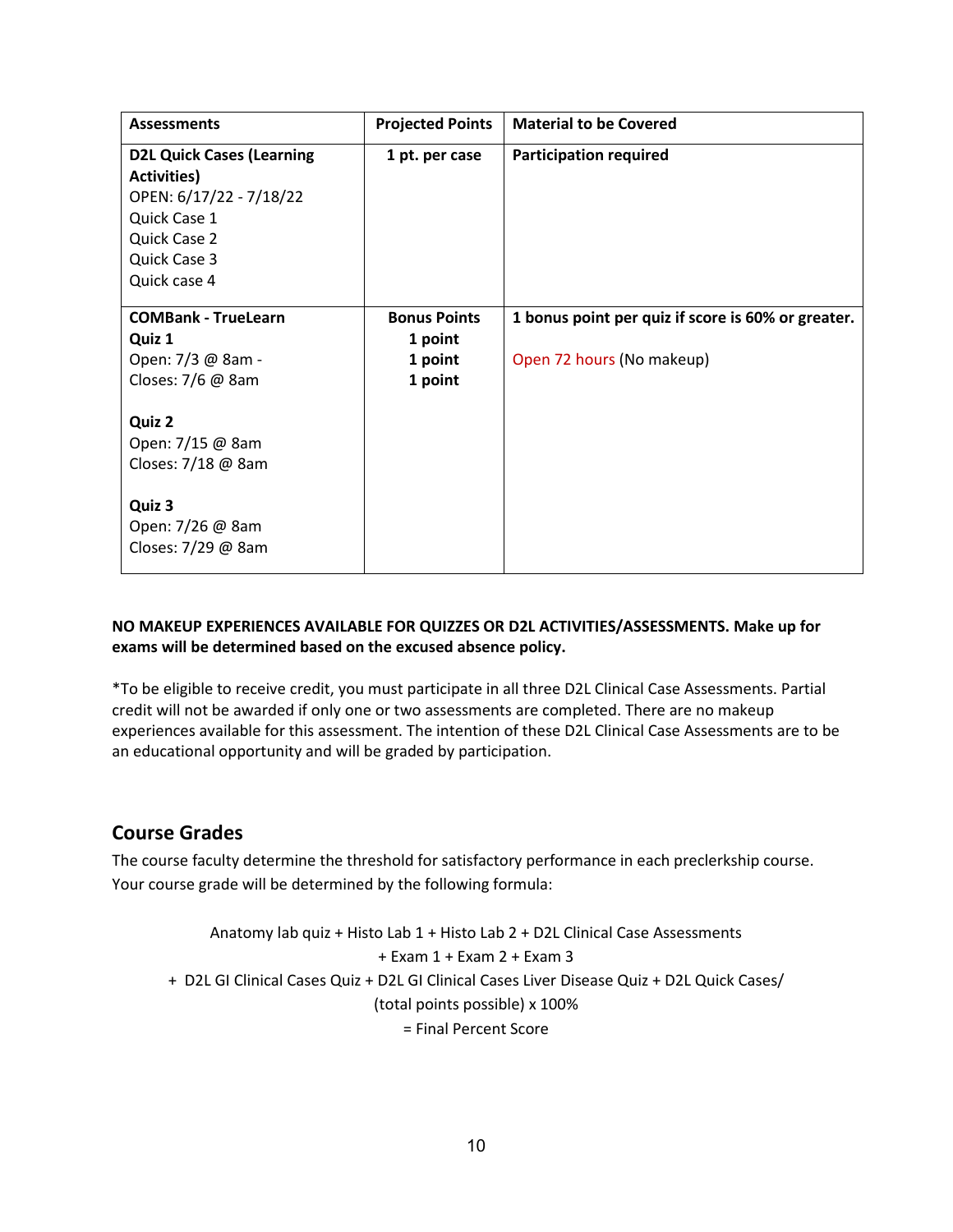| Assessments | Projected Points | Material to be Covered |
|---|---|---|
| **D2L Quick Cases (Learning Activities)**<br>OPEN: 6/17/22 - 7/18/22<br>Quick Case 1<br>Quick Case 2<br>Quick Case 3<br>Quick case 4 | **1 pt. per case** | **Participation required** |
| **COMBank - TrueLearn**<br>**Quiz 1**<br>Open: 7/3 @ 8am -<br>Closes: 7/6 @ 8am<br><br>**Quiz 2**<br>Open: 7/15 @ 8am<br>Closes: 7/18 @ 8am<br><br>**Quiz 3**<br>Open: 7/26 @ 8am<br>Closes: 7/29 @ 8am | **Bonus Points**<br>**1 point**<br>**1 point**<br>**1 point** | **1 bonus point per quiz if score is 60% or greater.**<br><br>Open 72 hours (No makeup) |

**NO MAKEUP EXPERIENCES AVAILABLE FOR QUIZZES OR D2L ACTIVITIES/ASSESSMENTS. Make up for exams will be determined based on the excused absence policy.**

*To be eligible to receive credit, you must participate in all three D2L Clinical Case Assessments. Partial credit will not be awarded if only one or two assessments are completed. There are no makeup experiences available for this assessment. The intention of these D2L Clinical Case Assessments are to be an educational opportunity and will be graded by participation.

## Course Grades

The course faculty determine the threshold for satisfactory performance in each preclerkship course. Your course grade will be determined by the following formula:

Anatomy lab quiz + Histo Lab 1 + Histo Lab 2 + D2L Clinical Case Assessments
+ Exam 1 + Exam 2 + Exam 3
+ D2L GI Clinical Cases Quiz + D2L GI Clinical Cases Liver Disease Quiz + D2L Quick Cases/
(total points possible) x 100%
= Final Percent Score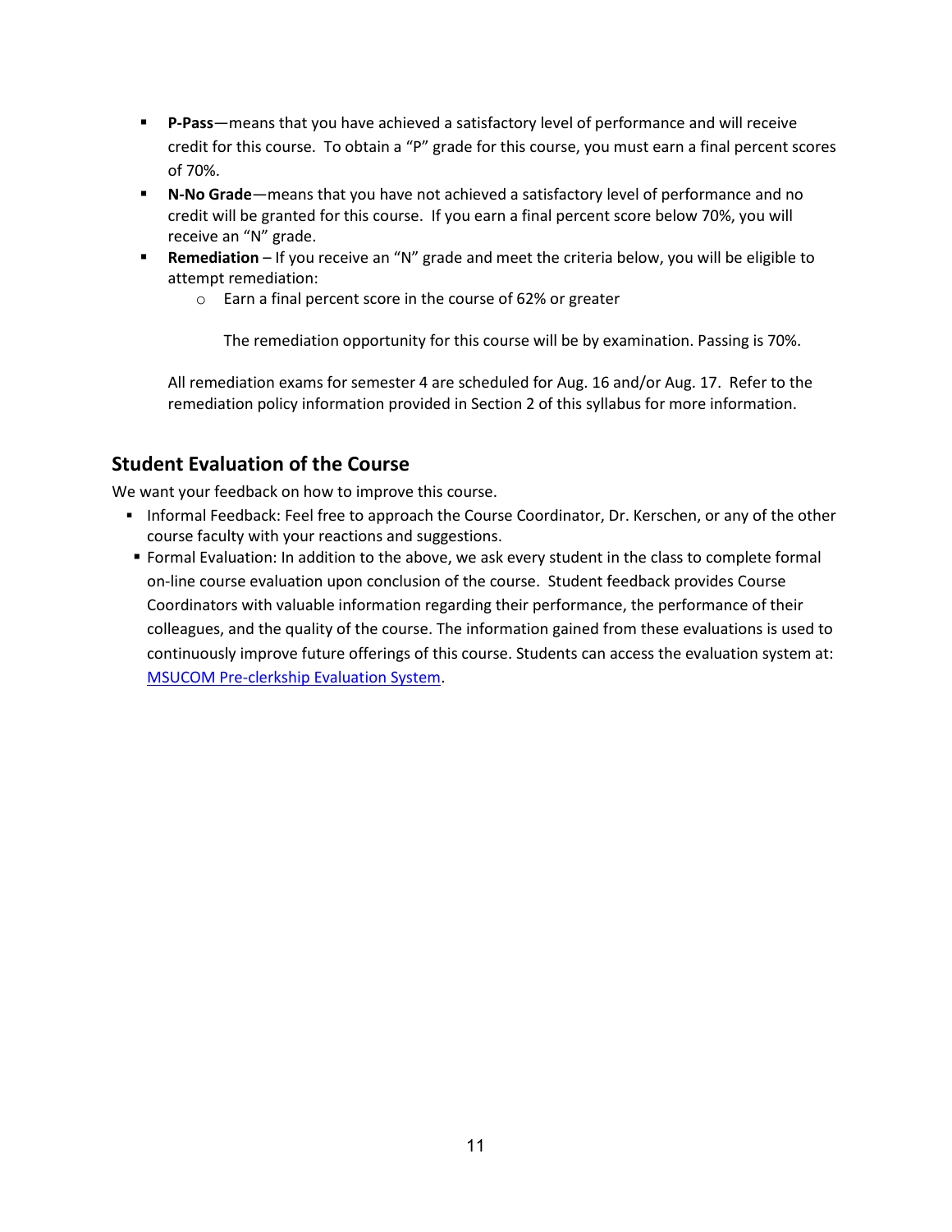- **P-Pass**—means that you have achieved a satisfactory level of performance and will receive credit for this course. To obtain a "P" grade for this course, you must earn a final percent scores of 70%.
- **N-No Grade**—means that you have not achieved a satisfactory level of performance and no credit will be granted for this course. If you earn a final percent score below 70%, you will receive an "N" grade.
- **Remediation** – If you receive an "N" grade and meet the criteria below, you will be eligible to attempt remediation:
  - Earn a final percent score in the course of 62% or greater

    The remediation opportunity for this course will be by examination. Passing is 70%.

  All remediation exams for semester 4 are scheduled for Aug. 16 and/or Aug. 17. Refer to the remediation policy information provided in Section 2 of this syllabus for more information.

## Student Evaluation of the Course

We want your feedback on how to improve this course.

- Informal Feedback: Feel free to approach the Course Coordinator, Dr. Kerschen, or any of the other course faculty with your reactions and suggestions.
- Formal Evaluation: In addition to the above, we ask every student in the class to complete formal on-line course evaluation upon conclusion of the course. Student feedback provides Course Coordinators with valuable information regarding their performance, the performance of their colleagues, and the quality of the course. The information gained from these evaluations is used to continuously improve future offerings of this course. Students can access the evaluation system at: MSUCOM Pre-clerkship Evaluation System.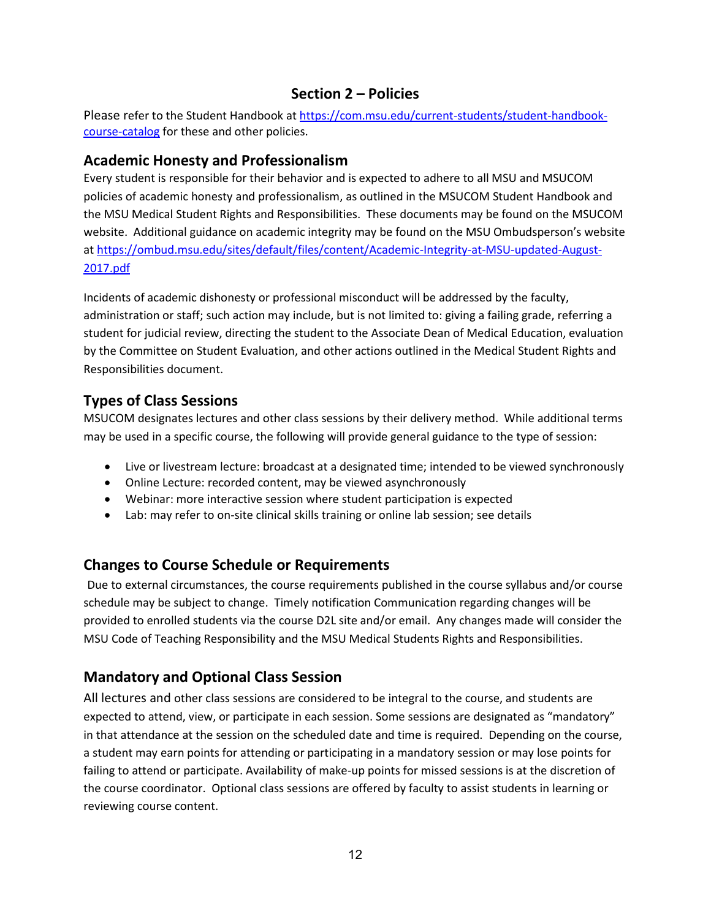## Section 2 – Policies

Please refer to the Student Handbook at [https://com.msu.edu/current-students/student-handbook-course-catalog](https://com.msu.edu/current-students/student-handbook-course-catalog) for these and other policies.

### Academic Honesty and Professionalism

Every student is responsible for their behavior and is expected to adhere to all MSU and MSUCOM policies of academic honesty and professionalism, as outlined in the MSUCOM Student Handbook and the MSU Medical Student Rights and Responsibilities. These documents may be found on the MSUCOM website. Additional guidance on academic integrity may be found on the MSU Ombudsperson's website at [https://ombud.msu.edu/sites/default/files/content/Academic-Integrity-at-MSU-updated-August-2017.pdf](https://ombud.msu.edu/sites/default/files/content/Academic-Integrity-at-MSU-updated-August-2017.pdf)

Incidents of academic dishonesty or professional misconduct will be addressed by the faculty, administration or staff; such action may include, but is not limited to: giving a failing grade, referring a student for judicial review, directing the student to the Associate Dean of Medical Education, evaluation by the Committee on Student Evaluation, and other actions outlined in the Medical Student Rights and Responsibilities document.

### Types of Class Sessions

MSUCOM designates lectures and other class sessions by their delivery method. While additional terms may be used in a specific course, the following will provide general guidance to the type of session:

- Live or livestream lecture: broadcast at a designated time; intended to be viewed synchronously
- Online Lecture: recorded content, may be viewed asynchronously
- Webinar: more interactive session where student participation is expected
- Lab: may refer to on-site clinical skills training or online lab session; see details

### Changes to Course Schedule or Requirements

Due to external circumstances, the course requirements published in the course syllabus and/or course schedule may be subject to change. Timely notification Communication regarding changes will be provided to enrolled students via the course D2L site and/or email. Any changes made will consider the MSU Code of Teaching Responsibility and the MSU Medical Students Rights and Responsibilities.

### Mandatory and Optional Class Session

All lectures and other class sessions are considered to be integral to the course, and students are expected to attend, view, or participate in each session. Some sessions are designated as "mandatory" in that attendance at the session on the scheduled date and time is required. Depending on the course, a student may earn points for attending or participating in a mandatory session or may lose points for failing to attend or participate. Availability of make-up points for missed sessions is at the discretion of the course coordinator. Optional class sessions are offered by faculty to assist students in learning or reviewing course content.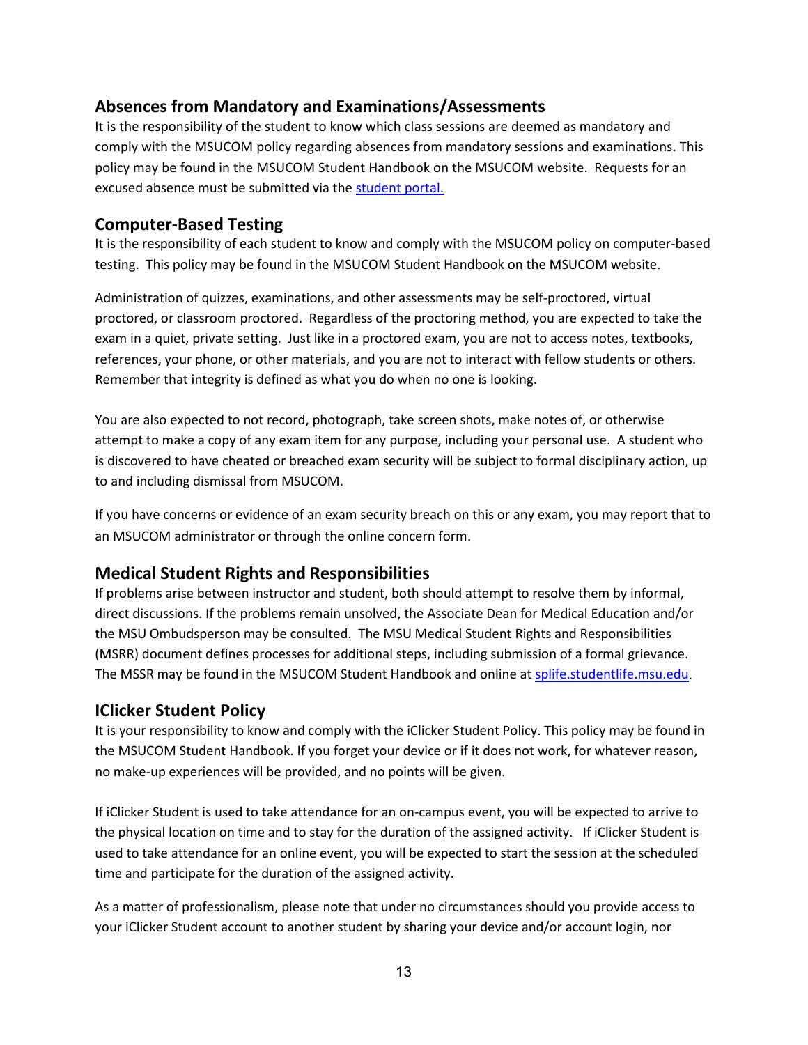## Absences from Mandatory and Examinations/Assessments

It is the responsibility of the student to know which class sessions are deemed as mandatory and comply with the MSUCOM policy regarding absences from mandatory sessions and examinations. This policy may be found in the MSUCOM Student Handbook on the MSUCOM website. Requests for an excused absence must be submitted via the student portal.

## Computer-Based Testing

It is the responsibility of each student to know and comply with the MSUCOM policy on computer-based testing. This policy may be found in the MSUCOM Student Handbook on the MSUCOM website.

Administration of quizzes, examinations, and other assessments may be self-proctored, virtual proctored, or classroom proctored. Regardless of the proctoring method, you are expected to take the exam in a quiet, private setting. Just like in a proctored exam, you are not to access notes, textbooks, references, your phone, or other materials, and you are not to interact with fellow students or others. Remember that integrity is defined as what you do when no one is looking.

You are also expected to not record, photograph, take screen shots, make notes of, or otherwise attempt to make a copy of any exam item for any purpose, including your personal use. A student who is discovered to have cheated or breached exam security will be subject to formal disciplinary action, up to and including dismissal from MSUCOM.

If you have concerns or evidence of an exam security breach on this or any exam, you may report that to an MSUCOM administrator or through the online concern form.

## Medical Student Rights and Responsibilities

If problems arise between instructor and student, both should attempt to resolve them by informal, direct discussions. If the problems remain unsolved, the Associate Dean for Medical Education and/or the MSU Ombudsperson may be consulted. The MSU Medical Student Rights and Responsibilities (MSRR) document defines processes for additional steps, including submission of a formal grievance. The MSSR may be found in the MSUCOM Student Handbook and online at splife.studentlife.msu.edu.

## IClicker Student Policy

It is your responsibility to know and comply with the iClicker Student Policy. This policy may be found in the MSUCOM Student Handbook. If you forget your device or if it does not work, for whatever reason, no make-up experiences will be provided, and no points will be given.

If iClicker Student is used to take attendance for an on-campus event, you will be expected to arrive to the physical location on time and to stay for the duration of the assigned activity. If iClicker Student is used to take attendance for an online event, you will be expected to start the session at the scheduled time and participate for the duration of the assigned activity.

As a matter of professionalism, please note that under no circumstances should you provide access to your iClicker Student account to another student by sharing your device and/or account login, nor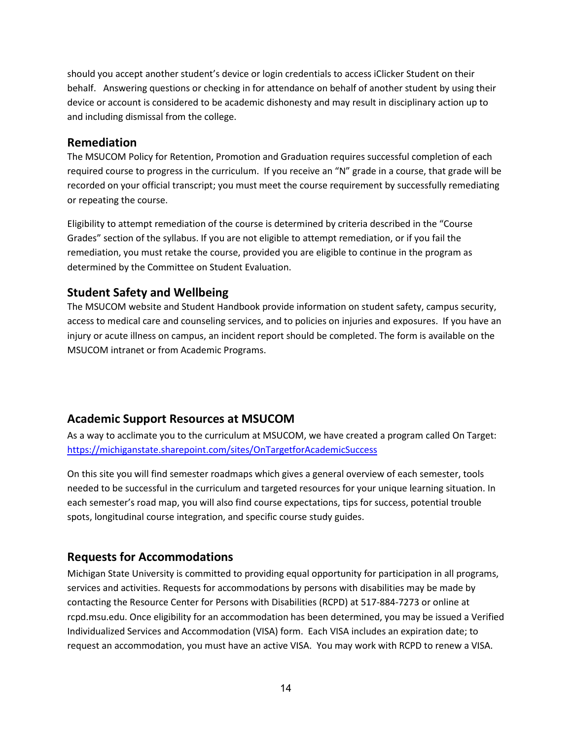should you accept another student's device or login credentials to access iClicker Student on their behalf. Answering questions or checking in for attendance on behalf of another student by using their device or account is considered to be academic dishonesty and may result in disciplinary action up to and including dismissal from the college.

## Remediation

The MSUCOM Policy for Retention, Promotion and Graduation requires successful completion of each required course to progress in the curriculum. If you receive an "N" grade in a course, that grade will be recorded on your official transcript; you must meet the course requirement by successfully remediating or repeating the course.

Eligibility to attempt remediation of the course is determined by criteria described in the "Course Grades" section of the syllabus. If you are not eligible to attempt remediation, or if you fail the remediation, you must retake the course, provided you are eligible to continue in the program as determined by the Committee on Student Evaluation.

## Student Safety and Wellbeing

The MSUCOM website and Student Handbook provide information on student safety, campus security, access to medical care and counseling services, and to policies on injuries and exposures. If you have an injury or acute illness on campus, an incident report should be completed. The form is available on the MSUCOM intranet or from Academic Programs.

## Academic Support Resources at MSUCOM

As a way to acclimate you to the curriculum at MSUCOM, we have created a program called On Target: https://michiganstate.sharepoint.com/sites/OnTargetforAcademicSuccess

On this site you will find semester roadmaps which gives a general overview of each semester, tools needed to be successful in the curriculum and targeted resources for your unique learning situation. In each semester's road map, you will also find course expectations, tips for success, potential trouble spots, longitudinal course integration, and specific course study guides.

## Requests for Accommodations

Michigan State University is committed to providing equal opportunity for participation in all programs, services and activities. Requests for accommodations by persons with disabilities may be made by contacting the Resource Center for Persons with Disabilities (RCPD) at 517-884-7273 or online at rcpd.msu.edu. Once eligibility for an accommodation has been determined, you may be issued a Verified Individualized Services and Accommodation (VISA) form. Each VISA includes an expiration date; to request an accommodation, you must have an active VISA. You may work with RCPD to renew a VISA.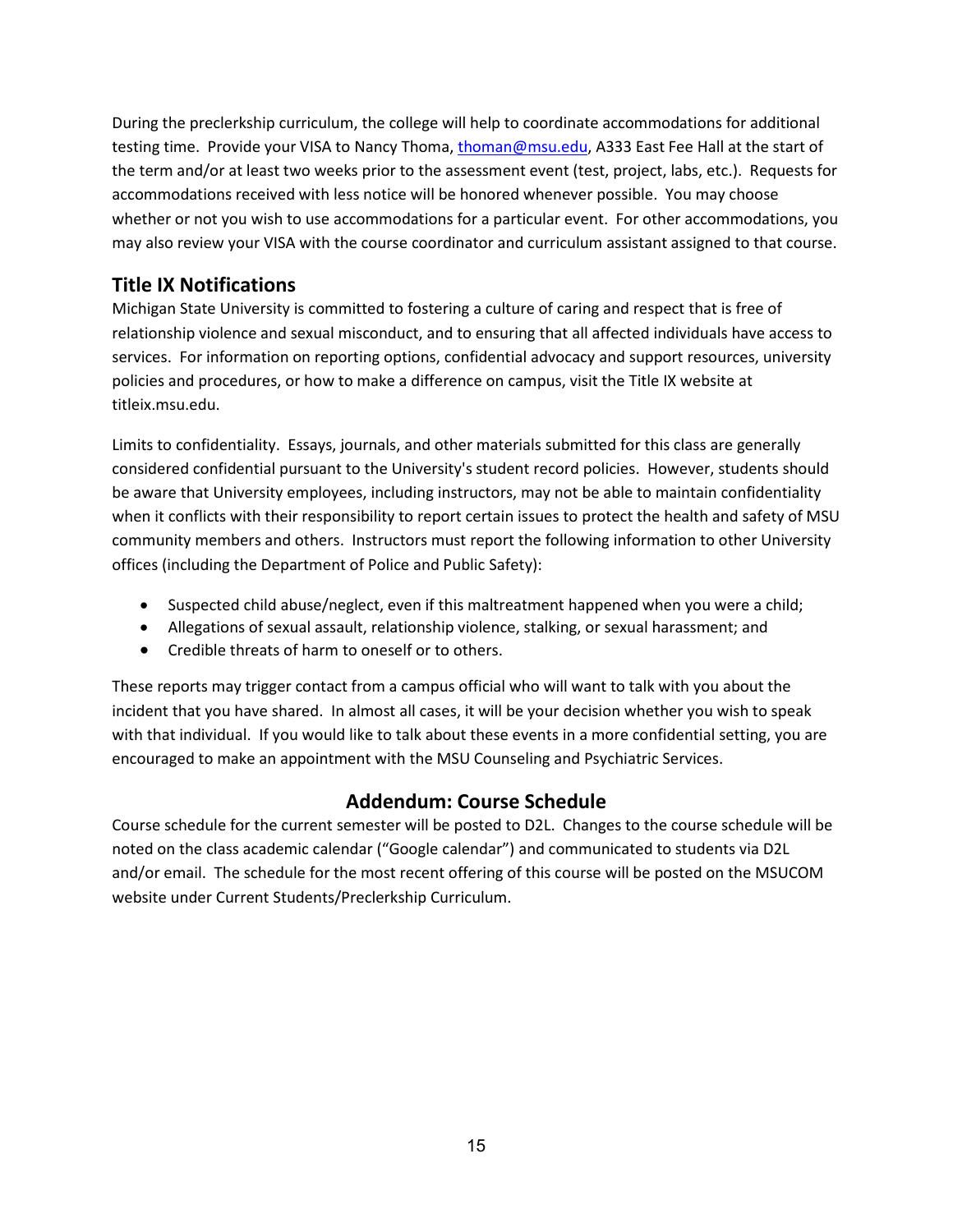During the preclerkship curriculum, the college will help to coordinate accommodations for additional testing time. Provide your VISA to Nancy Thoma, thoman@msu.edu, A333 East Fee Hall at the start of the term and/or at least two weeks prior to the assessment event (test, project, labs, etc.). Requests for accommodations received with less notice will be honored whenever possible. You may choose whether or not you wish to use accommodations for a particular event. For other accommodations, you may also review your VISA with the course coordinator and curriculum assistant assigned to that course.

## Title IX Notifications

Michigan State University is committed to fostering a culture of caring and respect that is free of relationship violence and sexual misconduct, and to ensuring that all affected individuals have access to services. For information on reporting options, confidential advocacy and support resources, university policies and procedures, or how to make a difference on campus, visit the Title IX website at titleix.msu.edu.

Limits to confidentiality. Essays, journals, and other materials submitted for this class are generally considered confidential pursuant to the University's student record policies. However, students should be aware that University employees, including instructors, may not be able to maintain confidentiality when it conflicts with their responsibility to report certain issues to protect the health and safety of MSU community members and others. Instructors must report the following information to other University offices (including the Department of Police and Public Safety):

- Suspected child abuse/neglect, even if this maltreatment happened when you were a child;
- Allegations of sexual assault, relationship violence, stalking, or sexual harassment; and
- Credible threats of harm to oneself or to others.

These reports may trigger contact from a campus official who will want to talk with you about the incident that you have shared. In almost all cases, it will be your decision whether you wish to speak with that individual. If you would like to talk about these events in a more confidential setting, you are encouraged to make an appointment with the MSU Counseling and Psychiatric Services.

## Addendum: Course Schedule

Course schedule for the current semester will be posted to D2L. Changes to the course schedule will be noted on the class academic calendar ("Google calendar") and communicated to students via D2L and/or email. The schedule for the most recent offering of this course will be posted on the MSUCOM website under Current Students/Preclerkship Curriculum.